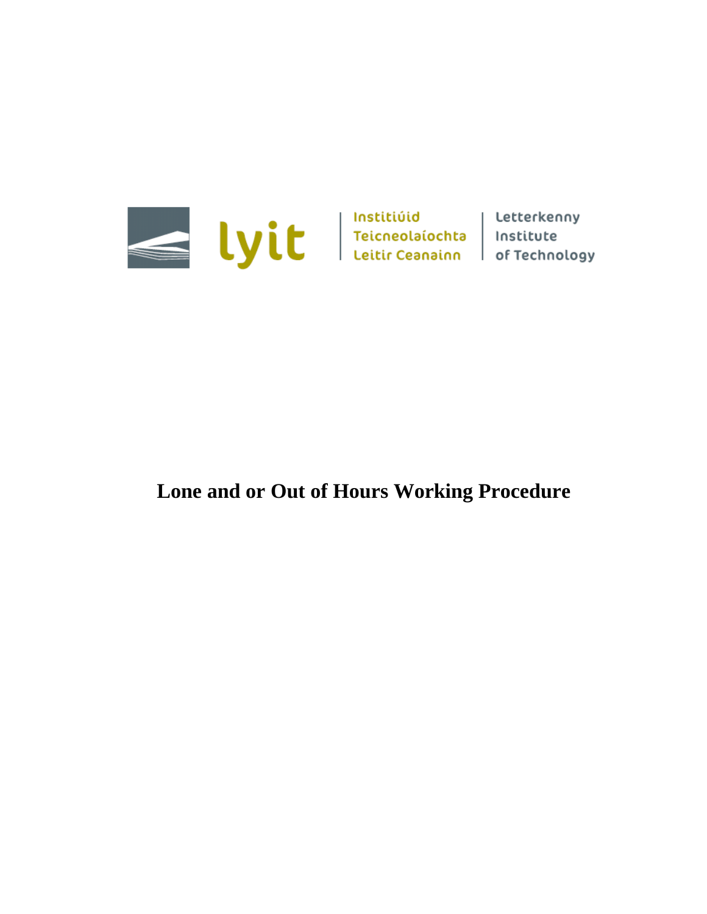lyit | Institiúid Teicneolaíochta Leitir Ceanainn | Letterkenny Institute of Technology

# Lone and or Out of Hours Working Procedure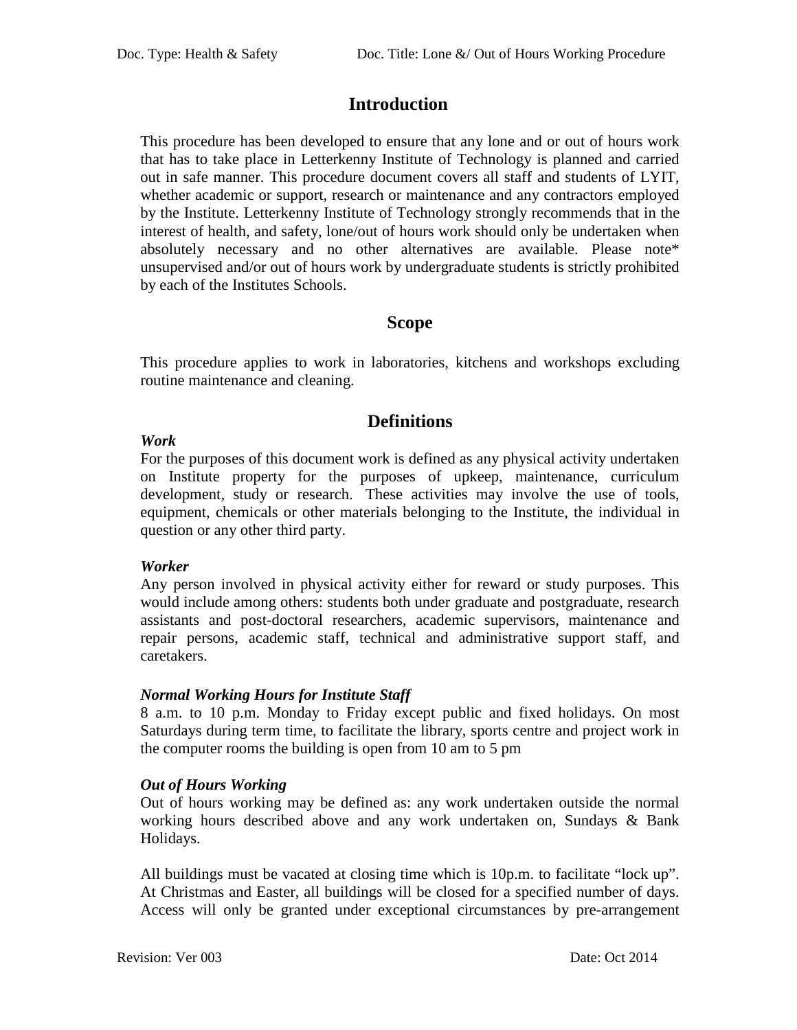## Introduction

This procedure has been developed to ensure that any lone and or out of hours work that has to take place in Letterkenny Institute of Technology is planned and carried out in safe manner. This procedure document covers all staff and students of LYIT, whether academic or support, research or maintenance and any contractors employed by the Institute. Letterkenny Institute of Technology strongly recommends that in the interest of health, and safety, lone/out of hours work should only be undertaken when absolutely necessary and no other alternatives are available. Please note* unsupervised and/or out of hours work by undergraduate students is strictly prohibited by each of the Institutes Schools.

## Scope

This procedure applies to work in laboratories, kitchens and workshops excluding routine maintenance and cleaning.

## Definitions

***Work***

For the purposes of this document work is defined as any physical activity undertaken on Institute property for the purposes of upkeep, maintenance, curriculum development, study or research. These activities may involve the use of tools, equipment, chemicals or other materials belonging to the Institute, the individual in question or any other third party.

***Worker***

Any person involved in physical activity either for reward or study purposes. This would include among others: students both under graduate and postgraduate, research assistants and post-doctoral researchers, academic supervisors, maintenance and repair persons, academic staff, technical and administrative support staff, and caretakers.

***Normal Working Hours for Institute Staff***

8 a.m. to 10 p.m. Monday to Friday except public and fixed holidays. On most Saturdays during term time, to facilitate the library, sports centre and project work in the computer rooms the building is open from 10 am to 5 pm

***Out of Hours Working***

Out of hours working may be defined as: any work undertaken outside the normal working hours described above and any work undertaken on, Sundays & Bank Holidays.

All buildings must be vacated at closing time which is 10p.m. to facilitate "lock up". At Christmas and Easter, all buildings will be closed for a specified number of days. Access will only be granted under exceptional circumstances by pre-arrangement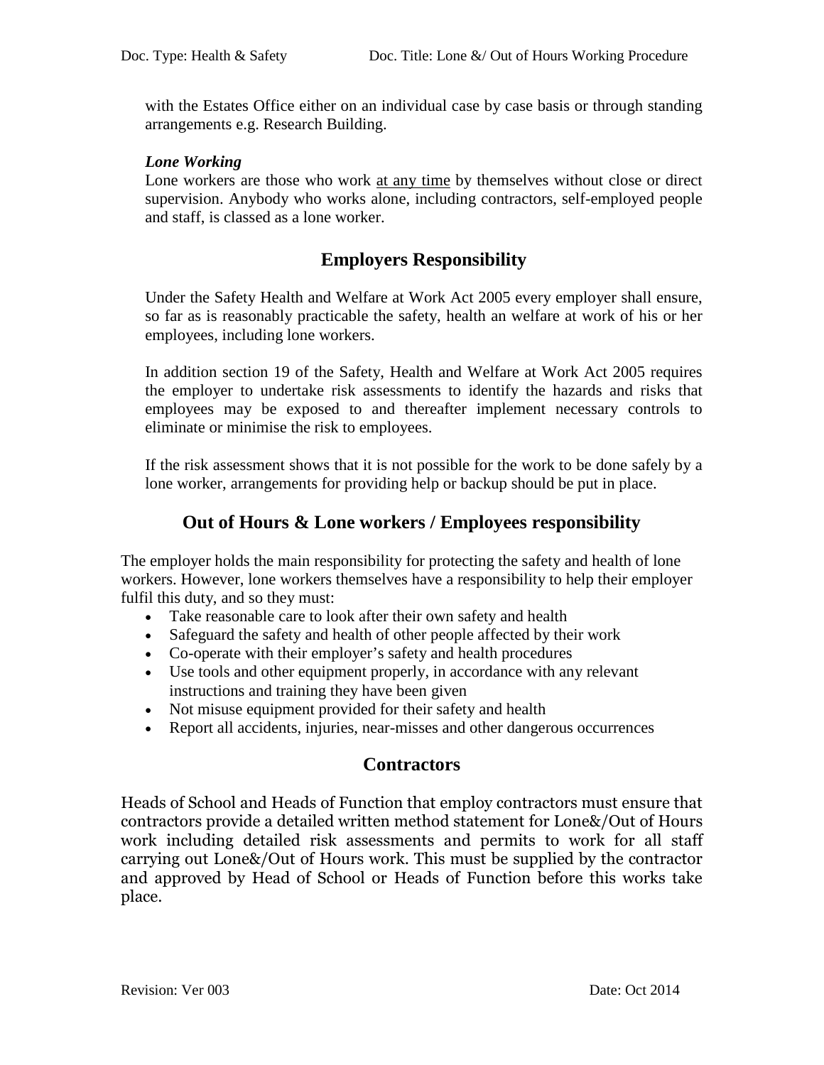with the Estates Office either on an individual case by case basis or through standing arrangements e.g. Research Building.

***Lone Working***

Lone workers are those who work <u>at any time</u> by themselves without close or direct supervision. Anybody who works alone, including contractors, self-employed people and staff, is classed as a lone worker.

## Employers Responsibility

Under the Safety Health and Welfare at Work Act 2005 every employer shall ensure, so far as is reasonably practicable the safety, health an welfare at work of his or her employees, including lone workers.

In addition section 19 of the Safety, Health and Welfare at Work Act 2005 requires the employer to undertake risk assessments to identify the hazards and risks that employees may be exposed to and thereafter implement necessary controls to eliminate or minimise the risk to employees.

If the risk assessment shows that it is not possible for the work to be done safely by a lone worker, arrangements for providing help or backup should be put in place.

## Out of Hours & Lone workers / Employees responsibility

The employer holds the main responsibility for protecting the safety and health of lone workers. However, lone workers themselves have a responsibility to help their employer fulfil this duty, and so they must:

- Take reasonable care to look after their own safety and health
- Safeguard the safety and health of other people affected by their work
- Co-operate with their employer's safety and health procedures
- Use tools and other equipment properly, in accordance with any relevant instructions and training they have been given
- Not misuse equipment provided for their safety and health
- Report all accidents, injuries, near-misses and other dangerous occurrences

## Contractors

Heads of School and Heads of Function that employ contractors must ensure that contractors provide a detailed written method statement for Lone&/Out of Hours work including detailed risk assessments and permits to work for all staff carrying out Lone&/Out of Hours work. This must be supplied by the contractor and approved by Head of School or Heads of Function before this works take place.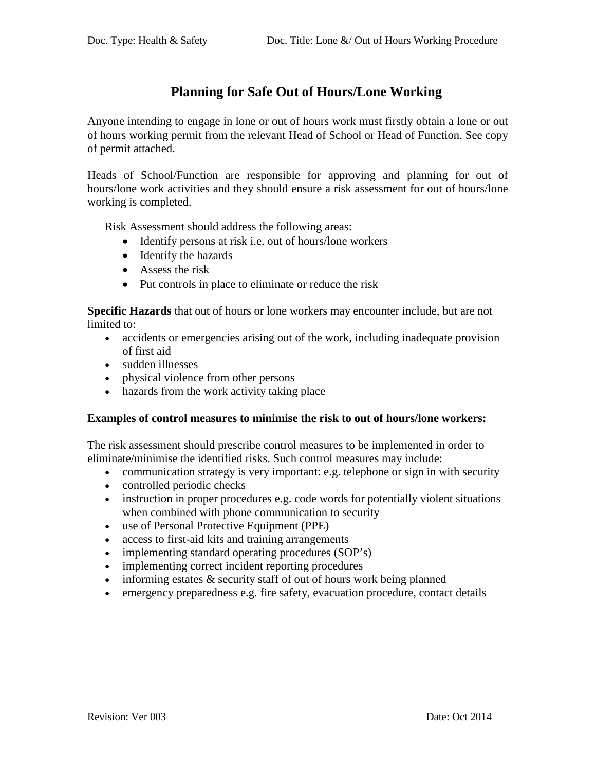# Planning for Safe Out of Hours/Lone Working

Anyone intending to engage in lone or out of hours work must firstly obtain a lone or out of hours working permit from the relevant Head of School or Head of Function. See copy of permit attached.

Heads of School/Function are responsible for approving and planning for out of hours/lone work activities and they should ensure a risk assessment for out of hours/lone working is completed.

Risk Assessment should address the following areas:

- Identify persons at risk i.e. out of hours/lone workers
- Identify the hazards
- Assess the risk
- Put controls in place to eliminate or reduce the risk

**Specific Hazards** that out of hours or lone workers may encounter include, but are not limited to:

- accidents or emergencies arising out of the work, including inadequate provision of first aid
- sudden illnesses
- physical violence from other persons
- hazards from the work activity taking place

**Examples of control measures to minimise the risk to out of hours/lone workers:**

The risk assessment should prescribe control measures to be implemented in order to eliminate/minimise the identified risks. Such control measures may include:

- communication strategy is very important: e.g. telephone or sign in with security
- controlled periodic checks
- instruction in proper procedures e.g. code words for potentially violent situations when combined with phone communication to security
- use of Personal Protective Equipment (PPE)
- access to first-aid kits and training arrangements
- implementing standard operating procedures (SOP's)
- implementing correct incident reporting procedures
- informing estates & security staff of out of hours work being planned
- emergency preparedness e.g. fire safety, evacuation procedure, contact details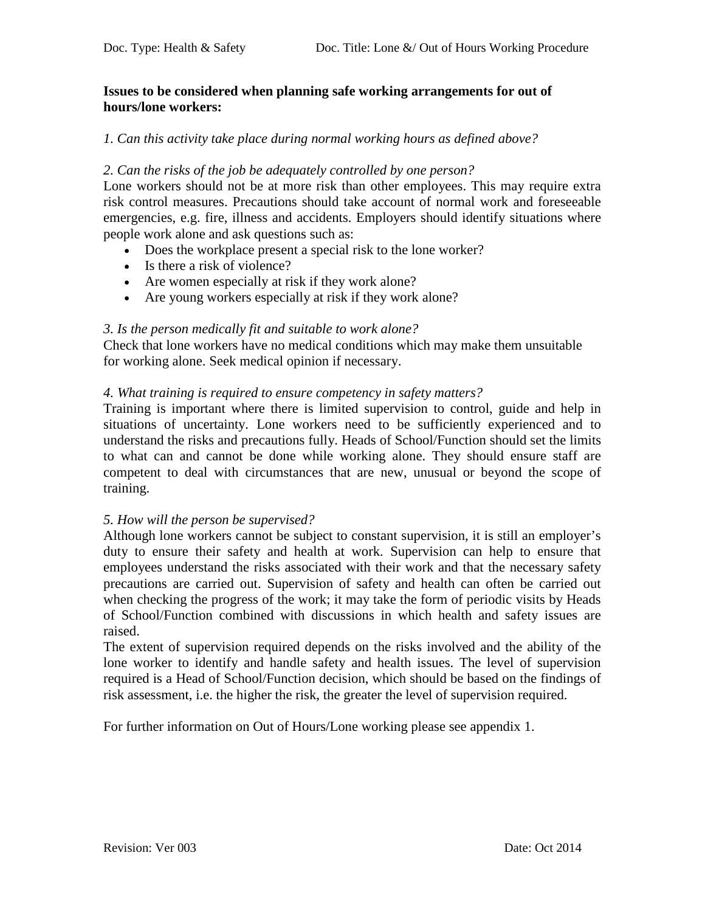**Issues to be considered when planning safe working arrangements for out of hours/lone workers:**

*1. Can this activity take place during normal working hours as defined above?*

*2. Can the risks of the job be adequately controlled by one person?*

Lone workers should not be at more risk than other employees. This may require extra risk control measures. Precautions should take account of normal work and foreseeable emergencies, e.g. fire, illness and accidents. Employers should identify situations where people work alone and ask questions such as:

- Does the workplace present a special risk to the lone worker?
- Is there a risk of violence?
- Are women especially at risk if they work alone?
- Are young workers especially at risk if they work alone?

*3. Is the person medically fit and suitable to work alone?*

Check that lone workers have no medical conditions which may make them unsuitable for working alone. Seek medical opinion if necessary.

*4. What training is required to ensure competency in safety matters?*

Training is important where there is limited supervision to control, guide and help in situations of uncertainty. Lone workers need to be sufficiently experienced and to understand the risks and precautions fully. Heads of School/Function should set the limits to what can and cannot be done while working alone. They should ensure staff are competent to deal with circumstances that are new, unusual or beyond the scope of training.

*5. How will the person be supervised?*

Although lone workers cannot be subject to constant supervision, it is still an employer's duty to ensure their safety and health at work. Supervision can help to ensure that employees understand the risks associated with their work and that the necessary safety precautions are carried out. Supervision of safety and health can often be carried out when checking the progress of the work; it may take the form of periodic visits by Heads of School/Function combined with discussions in which health and safety issues are raised.

The extent of supervision required depends on the risks involved and the ability of the lone worker to identify and handle safety and health issues. The level of supervision required is a Head of School/Function decision, which should be based on the findings of risk assessment, i.e. the higher the risk, the greater the level of supervision required.

For further information on Out of Hours/Lone working please see appendix 1.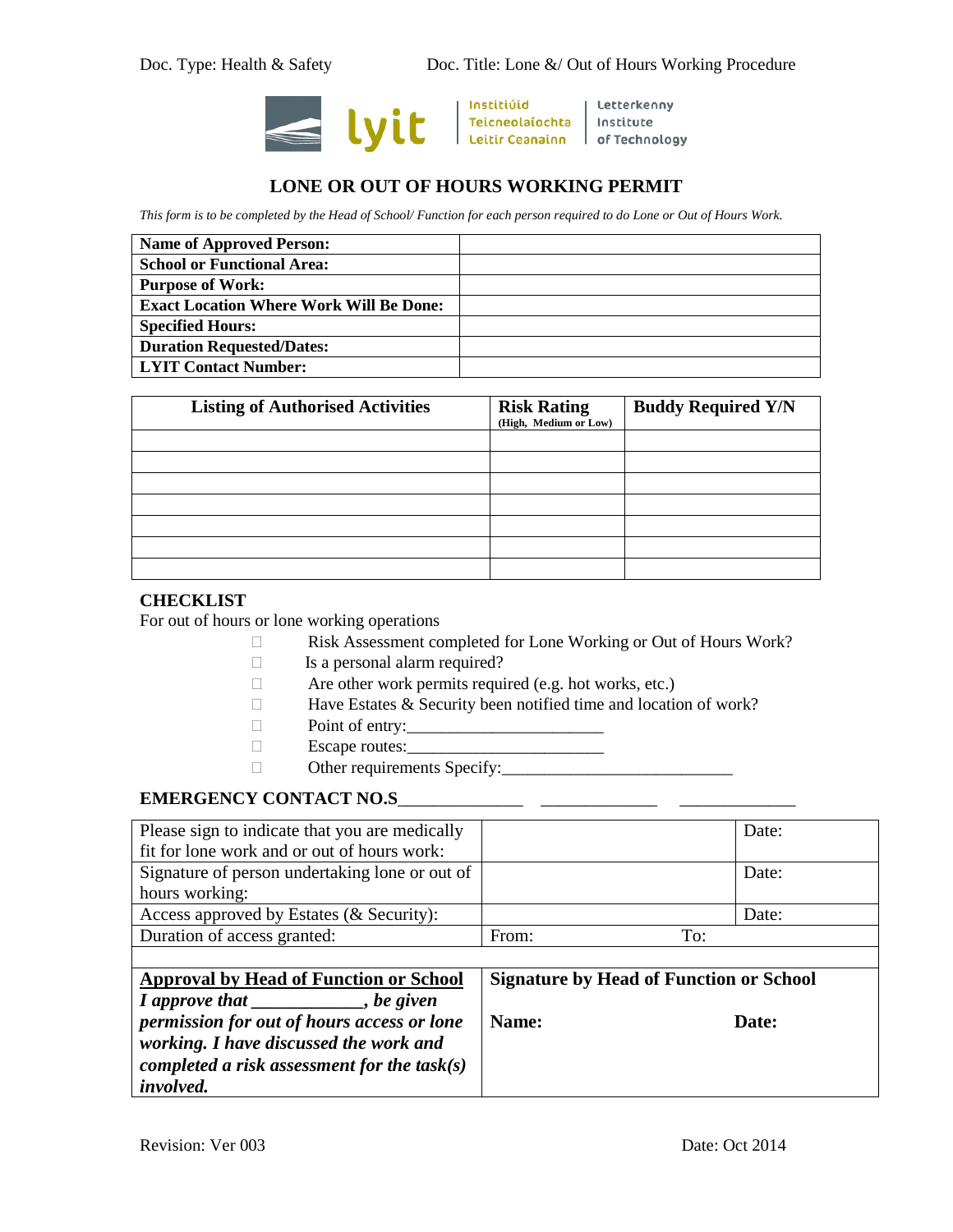# LONE OR OUT OF HOURS WORKING PERMIT

*This form is to be completed by the Head of School/ Function for each person required to do Lone or Out of Hours Work.*

| | |
|---|---|
| **Name of Approved Person:** | |
| **School or Functional Area:** | |
| **Purpose of Work:** | |
| **Exact Location Where Work Will Be Done:** | |
| **Specified Hours:** | |
| **Duration Requested/Dates:** | |
| **LYIT Contact Number:** | |

| **Listing of Authorised Activities** | **Risk Rating** (High, Medium or Low) | **Buddy Required Y/N** |
|---|---|---|
| | | |
| | | |
| | | |
| | | |
| | | |
| | | |
| | | |

## CHECKLIST

For out of hours or lone working operations

- ☐ Risk Assessment completed for Lone Working or Out of Hours Work?
- ☐ Is a personal alarm required?
- ☐ Are other work permits required (e.g. hot works, etc.)
- ☐ Have Estates & Security been notified time and location of work?
- ☐ Point of entry:______________________
- ☐ Escape routes:______________________
- ☐ Other requirements Specify:__________________________

**EMERGENCY CONTACT NO.S**_____________ _____________ _____________

| | | |
|---|---|---|
| Please sign to indicate that you are medically fit for lone work and or out of hours work: | | Date: |
| Signature of person undertaking lone or out of hours working: | | Date: |
| Access approved by Estates (& Security): | | Date: |
| Duration of access granted: | From: To: | |
| | | |
| **Approval by Head of Function or School** ***I approve that ____________, be given permission for out of hours access or lone working. I have discussed the work and completed a risk assessment for the task(s) involved.*** | **Signature by Head of Function or School** **Name:** | **Date:** |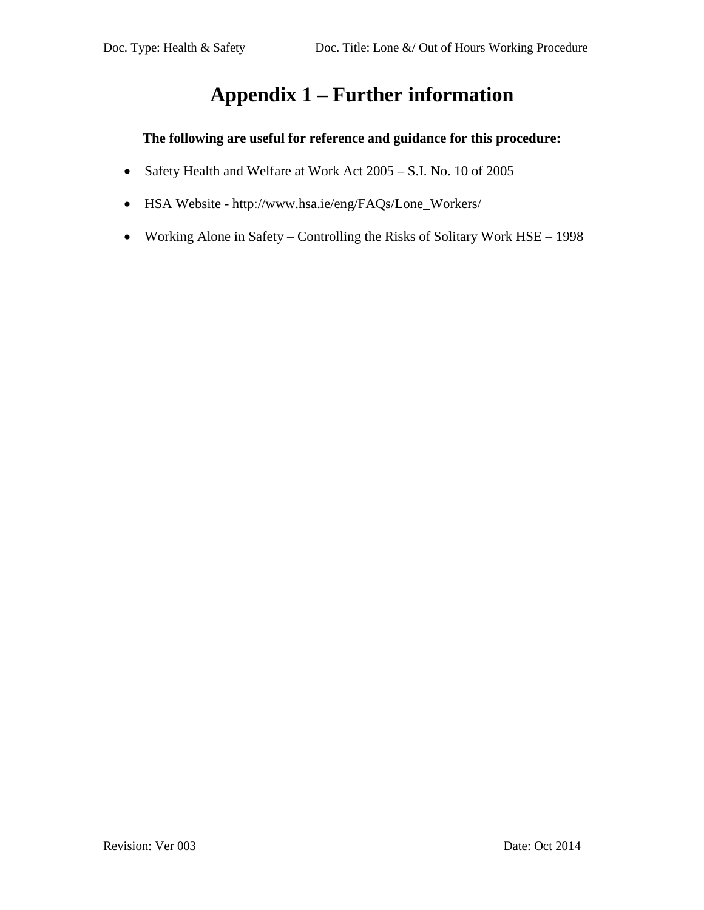# Appendix 1 – Further information

**The following are useful for reference and guidance for this procedure:**

- Safety Health and Welfare at Work Act 2005 – S.I. No. 10 of 2005
- HSA Website - http://www.hsa.ie/eng/FAQs/Lone_Workers/
- Working Alone in Safety – Controlling the Risks of Solitary Work HSE – 1998